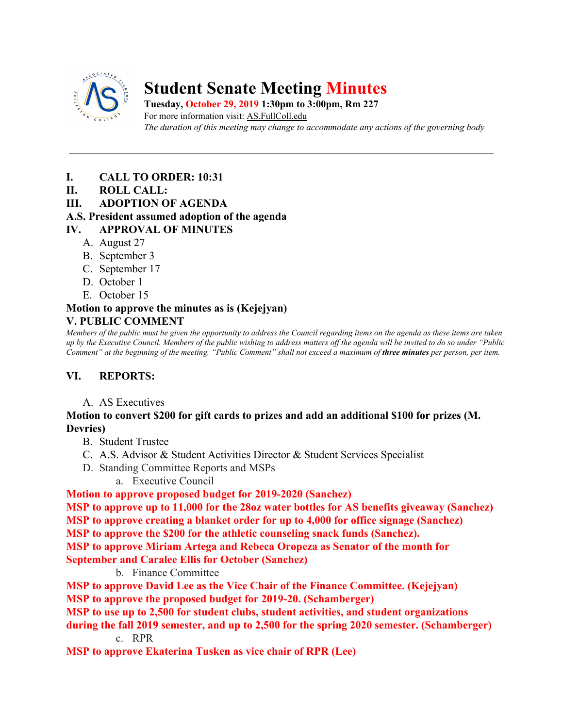# Student Senate Meeting Minutes

**Tuesday, October 29, 2019 1:30pm to 3:00pm, Rm 227**
For more information visit: AS.FullColl.edu
*The duration of this meeting may change to accommodate any actions of the governing body*

---

**I. CALL TO ORDER: 10:31**
**II. ROLL CALL:**
**III. ADOPTION OF AGENDA**
**A.S. President assumed adoption of the agenda**
**IV. APPROVAL OF MINUTES**

A. August 27
B. September 3
C. September 17
D. October 1
E. October 15

**Motion to approve the minutes as is (Kejejyan)**

**V. PUBLIC COMMENT**

*Members of the public must be given the opportunity to address the Council regarding items on the agenda as these items are taken up by the Executive Council. Members of the public wishing to address matters off the agenda will be invited to do so under "Public Comment" at the beginning of the meeting. "Public Comment" shall not exceed a maximum of **three minutes** per person, per item.*

**VI. REPORTS:**

A. AS Executives

**Motion to convert $200 for gift cards to prizes and add an additional $100 for prizes (M. Devries)**

B. Student Trustee
C. A.S. Advisor & Student Activities Director & Student Services Specialist
D. Standing Committee Reports and MSPs

a. Executive Council

**Motion to approve proposed budget for 2019-2020 (Sanchez)**
**MSP to approve up to 11,000 for the 28oz water bottles for AS benefits giveaway (Sanchez)**
**MSP to approve creating a blanket order for up to 4,000 for office signage (Sanchez)**
**MSP to approve the $200 for the athletic counseling snack funds (Sanchez).**
**MSP to approve Miriam Artega and Rebeca Oropeza as Senator of the month for September and Caralee Ellis for October (Sanchez)**

b. Finance Committee

**MSP to approve David Lee as the Vice Chair of the Finance Committee. (Kejejyan)**
**MSP to approve the proposed budget for 2019-20. (Schamberger)**
**MSP to use up to 2,500 for student clubs, student activities, and student organizations during the fall 2019 semester, and up to 2,500 for the spring 2020 semester. (Schamberger)**

c. RPR

**MSP to approve Ekaterina Tusken as vice chair of RPR (Lee)**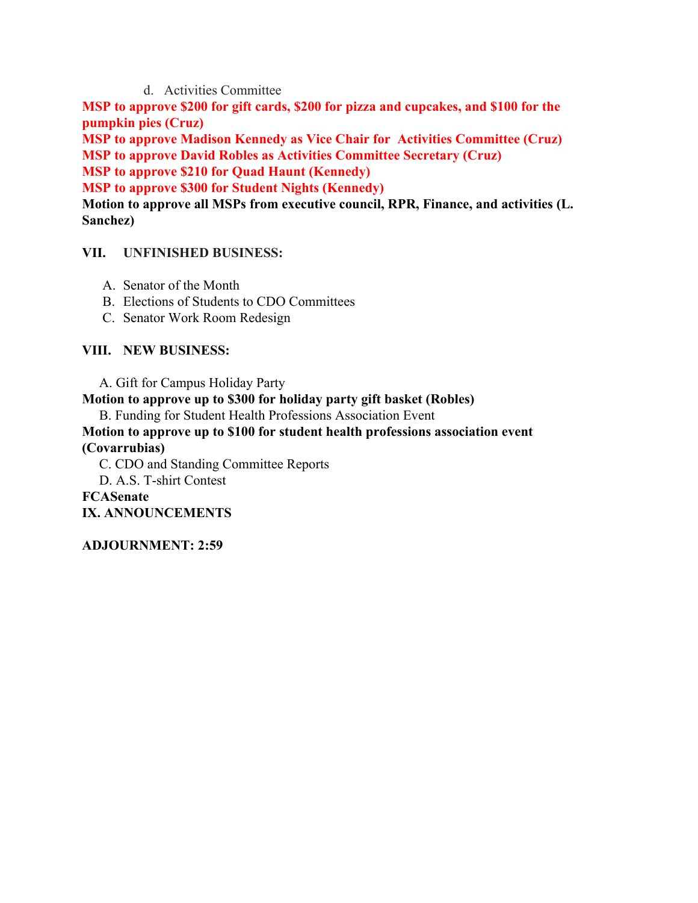d. Activities Committee

**MSP to approve $200 for gift cards, $200 for pizza and cupcakes, and $100 for the pumpkin pies (Cruz)**

**MSP to approve Madison Kennedy as Vice Chair for Activities Committee (Cruz)**

**MSP to approve David Robles as Activities Committee Secretary (Cruz)**

**MSP to approve $210 for Quad Haunt (Kennedy)**

**MSP to approve $300 for Student Nights (Kennedy)**

**Motion to approve all MSPs from executive council, RPR, Finance, and activities (L. Sanchez)**

## VII. UNFINISHED BUSINESS:

A. Senator of the Month
B. Elections of Students to CDO Committees
C. Senator Work Room Redesign

## VIII. NEW BUSINESS:

A. Gift for Campus Holiday Party

**Motion to approve up to $300 for holiday party gift basket (Robles)**

B. Funding for Student Health Professions Association Event

**Motion to approve up to $100 for student health professions association event (Covarrubias)**

C. CDO and Standing Committee Reports
D. A.S. T-shirt Contest

**FCASenate**

## IX. ANNOUNCEMENTS

**ADJOURNMENT: 2:59**